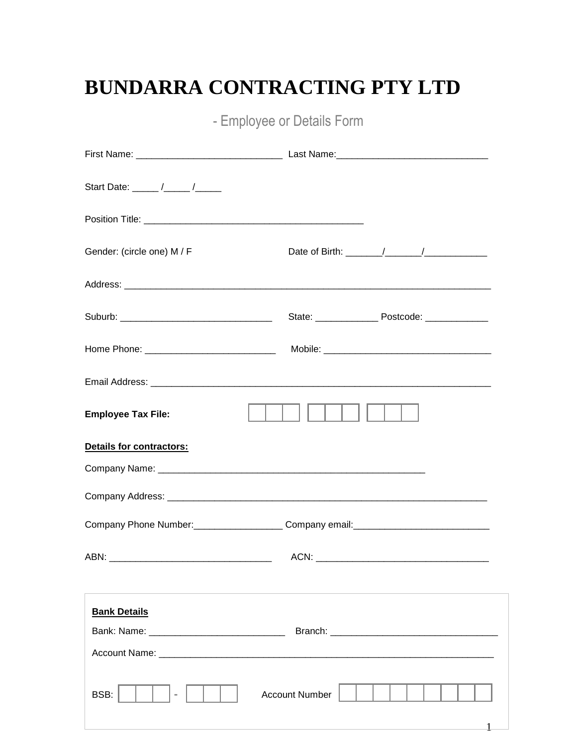# BUNDARRA CONTRACTING PTY LTD

- Employee or Details Form

First Name: ____________________________ Last Name:____________________________

Start Date: _____ /_____ /_____

Position Title: __________________________________________

Gender: (circle one) M / F Date of Birth: _______/_______/____________

Address: ______________________________________________________________________

Suburb: _____________________________ State: ____________ Postcode: ____________

Home Phone: _________________________ Mobile: _______________________________

Email Address: __________________________________________________________________

**Employee Tax File:** | | | | - | | | | - | | | |

**Details for contractors:**

Company Name: ___________________________________________________

Company Address: _____________________________________________________________

Company Phone Number:_________________ Company email:__________________________

ABN: _______________________________ ACN: _________________________________

**Bank Details**

Bank: Name: __________________________ Branch: ________________________________

Account Name: _______________________________________________________________

BSB: | | | | - | | | | Account Number | | | | | | | | | |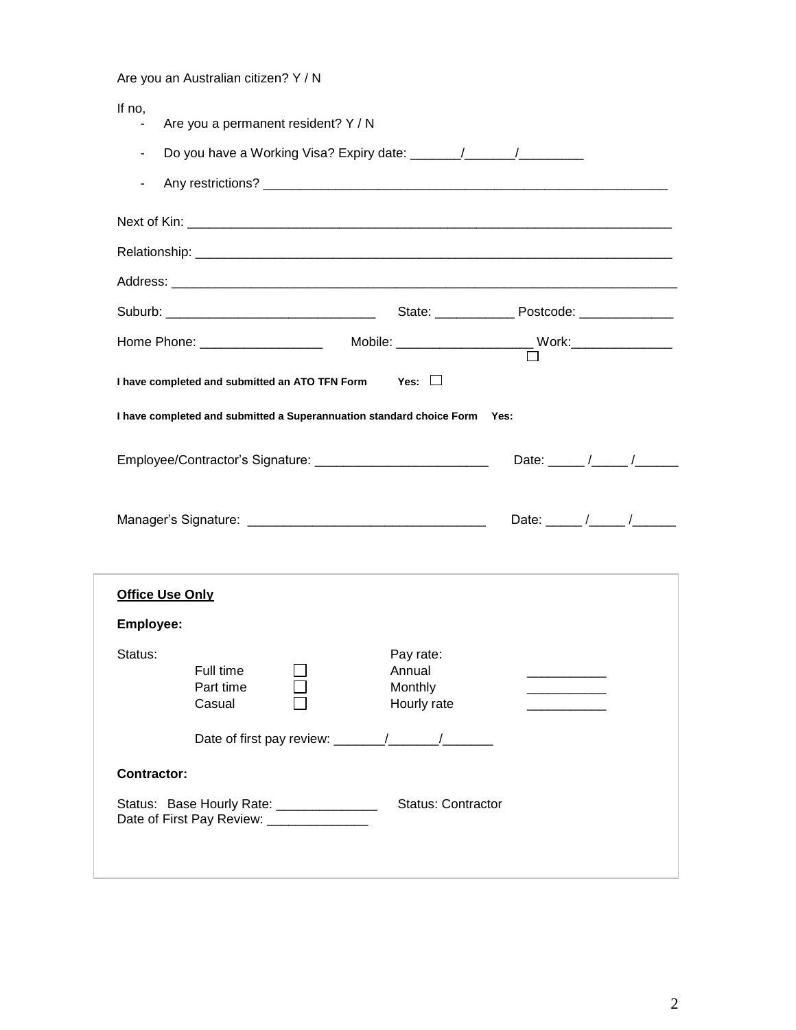Are you an Australian citizen? Y / N

If no,

- Are you a permanent resident? Y / N
- Do you have a Working Visa? Expiry date: _______/_______/_________
- Any restrictions? ___________________________________________________________

Next of Kin: ______________________________________________________________________

Relationship: _____________________________________________________________________

Address: _________________________________________________________________________

Suburb: ______________________________ State: ___________ Postcode: _____________

Home Phone: _________________ Mobile: ___________________ Work:______________ ☐

**I have completed and submitted an ATO TFN Form Yes:** ☐

**I have completed and submitted a Superannuation standard choice Form Yes:**

Employee/Contractor's Signature: ________________________ Date: _____ /_____ /______

Manager's Signature: ________________________________ Date: _____ /_____ /______

**<u>Office Use Only</u>**

**Employee:**

| | | | | |
|---|---|---|---|---|
| Status: | | | Pay rate: | |
| | Full time | ☐ | Annual | ___________ |
| | Part time | ☐ | Monthly | ___________ |
| | Casual | ☐ | Hourly rate | ___________ |

Date of first pay review: _______/_______/_______

**Contractor:**

Status: Base Hourly Rate: ______________ Status: Contractor
Date of First Pay Review: ______________